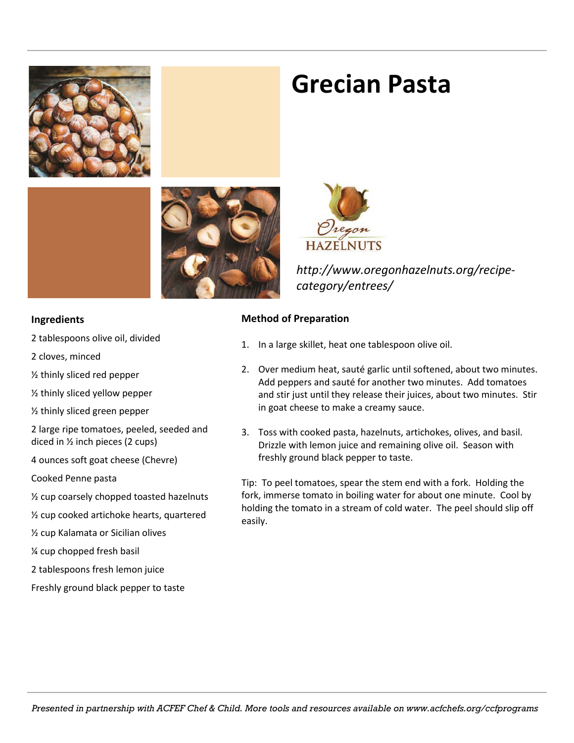# Grecian Pasta

*http://www.oregonhazelnuts.org/recipe-category/entrees/*

**Ingredients**

2 tablespoons olive oil, divided

2 cloves, minced

½ thinly sliced red pepper

½ thinly sliced yellow pepper

½ thinly sliced green pepper

2 large ripe tomatoes, peeled, seeded and diced in ½ inch pieces (2 cups)

4 ounces soft goat cheese (Chevre)

Cooked Penne pasta

½ cup coarsely chopped toasted hazelnuts

½ cup cooked artichoke hearts, quartered

½ cup Kalamata or Sicilian olives

¼ cup chopped fresh basil

2 tablespoons fresh lemon juice

Freshly ground black pepper to taste

**Method of Preparation**

1. In a large skillet, heat one tablespoon olive oil.
2. Over medium heat, sauté garlic until softened, about two minutes. Add peppers and sauté for another two minutes. Add tomatoes and stir just until they release their juices, about two minutes. Stir in goat cheese to make a creamy sauce.
3. Toss with cooked pasta, hazelnuts, artichokes, olives, and basil. Drizzle with lemon juice and remaining olive oil. Season with freshly ground black pepper to taste.

Tip: To peel tomatoes, spear the stem end with a fork. Holding the fork, immerse tomato in boiling water for about one minute. Cool by holding the tomato in a stream of cold water. The peel should slip off easily.

*Presented in partnership with ACFEF Chef & Child. More tools and resources available on www.acfchefs.org/ccfprograms*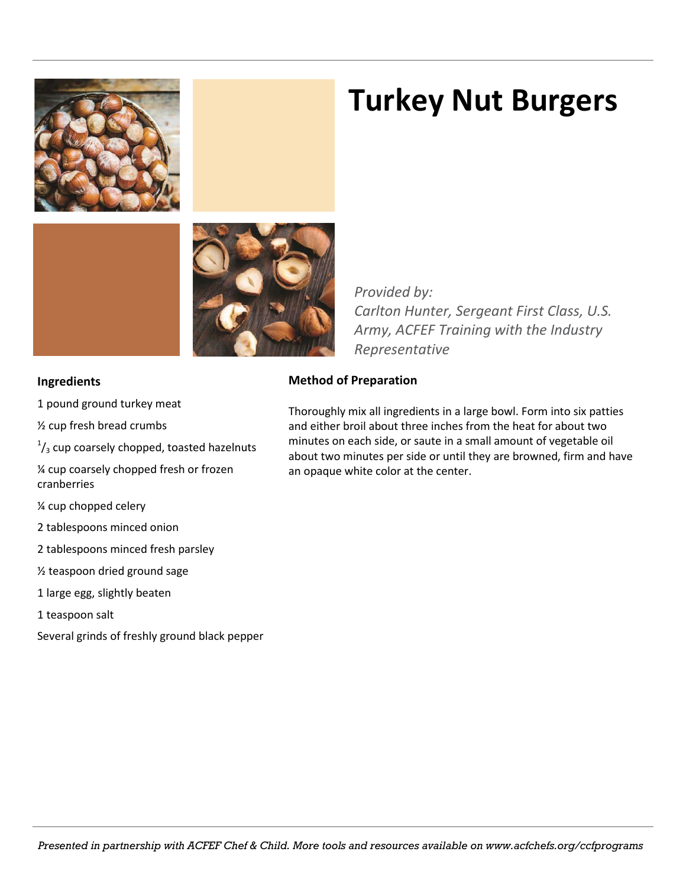# Turkey Nut Burgers

*Provided by:*
*Carlton Hunter, Sergeant First Class, U.S. Army, ACFEF Training with the Industry Representative*

**Ingredients**

1 pound ground turkey meat

½ cup fresh bread crumbs

$^{1}/_{3}$ cup coarsely chopped, toasted hazelnuts

¼ cup coarsely chopped fresh or frozen cranberries

¼ cup chopped celery

2 tablespoons minced onion

2 tablespoons minced fresh parsley

½ teaspoon dried ground sage

1 large egg, slightly beaten

1 teaspoon salt

Several grinds of freshly ground black pepper

**Method of Preparation**

Thoroughly mix all ingredients in a large bowl. Form into six patties and either broil about three inches from the heat for about two minutes on each side, or saute in a small amount of vegetable oil about two minutes per side or until they are browned, firm and have an opaque white color at the center.

*Presented in partnership with ACFEF Chef & Child. More tools and resources available on www.acfchefs.org/ccfprograms*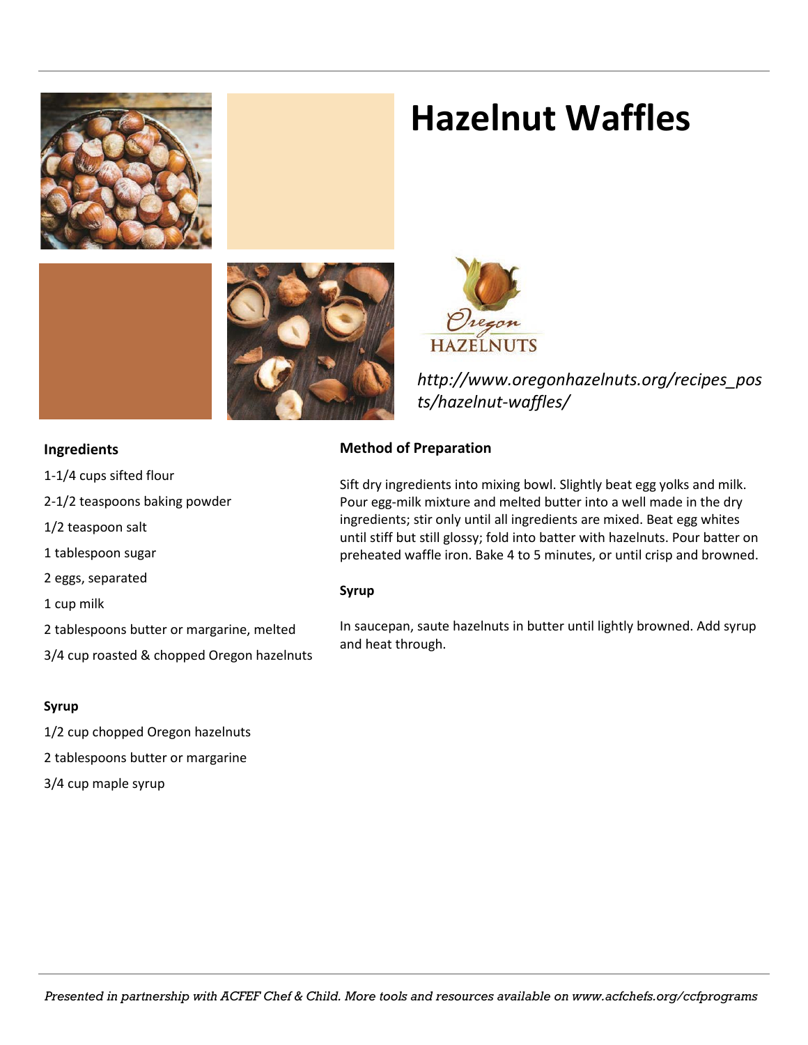# Hazelnut Waffles

*http://www.oregonhazelnuts.org/recipes_posts/hazelnut-waffles/*

**Ingredients**

1-1/4 cups sifted flour

2-1/2 teaspoons baking powder

1/2 teaspoon salt

1 tablespoon sugar

2 eggs, separated

1 cup milk

2 tablespoons butter or margarine, melted

3/4 cup roasted & chopped Oregon hazelnuts

**Syrup**

1/2 cup chopped Oregon hazelnuts

2 tablespoons butter or margarine

3/4 cup maple syrup

**Method of Preparation**

Sift dry ingredients into mixing bowl. Slightly beat egg yolks and milk. Pour egg-milk mixture and melted butter into a well made in the dry ingredients; stir only until all ingredients are mixed. Beat egg whites until stiff but still glossy; fold into batter with hazelnuts. Pour batter on preheated waffle iron. Bake 4 to 5 minutes, or until crisp and browned.

**Syrup**

In saucepan, saute hazelnuts in butter until lightly browned. Add syrup and heat through.

*Presented in partnership with ACFEF Chef & Child. More tools and resources available on www.acfchefs.org/ccfprograms*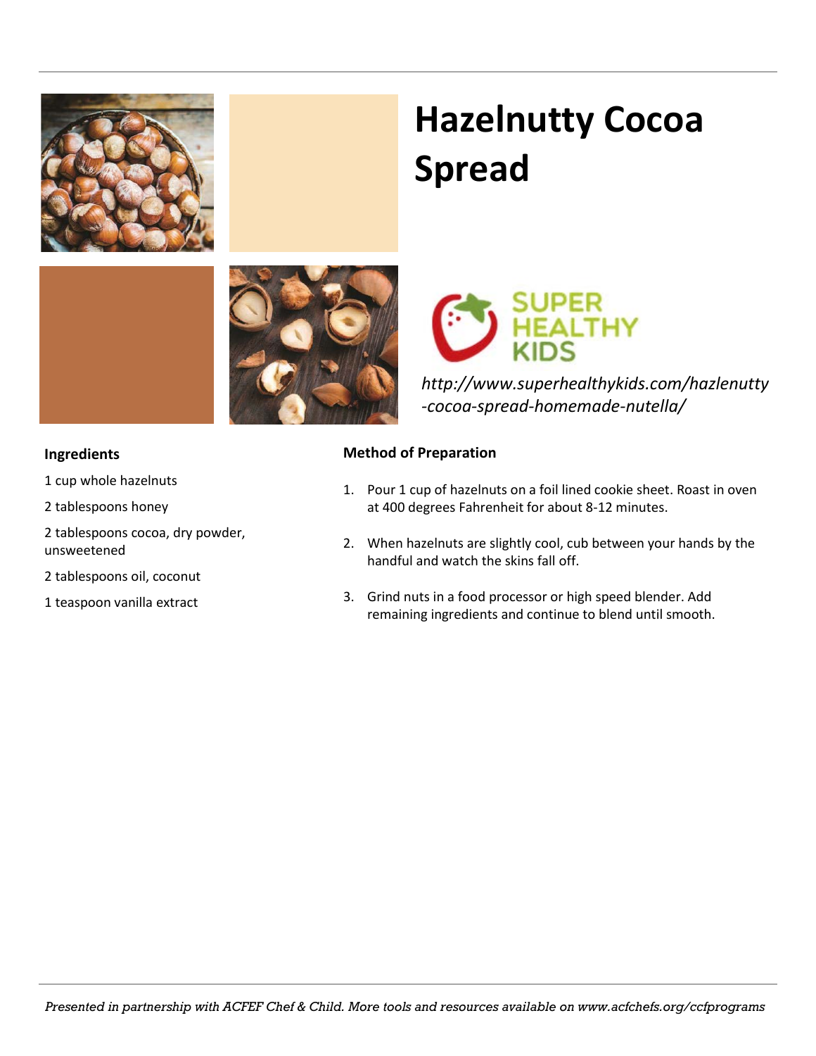# Hazelnutty Cocoa Spread

SUPER HEALTHY KIDS

*http://www.superhealthykids.com/hazlenutty-cocoa-spread-homemade-nutella/*

**Ingredients**

1 cup whole hazelnuts

2 tablespoons honey

2 tablespoons cocoa, dry powder, unsweetened

2 tablespoons oil, coconut

1 teaspoon vanilla extract

**Method of Preparation**

1. Pour 1 cup of hazelnuts on a foil lined cookie sheet. Roast in oven at 400 degrees Fahrenheit for about 8-12 minutes.
2. When hazelnuts are slightly cool, cub between your hands by the handful and watch the skins fall off.
3. Grind nuts in a food processor or high speed blender. Add remaining ingredients and continue to blend until smooth.

*Presented in partnership with ACFEF Chef & Child. More tools and resources available on www.acfchefs.org/ccfprograms*